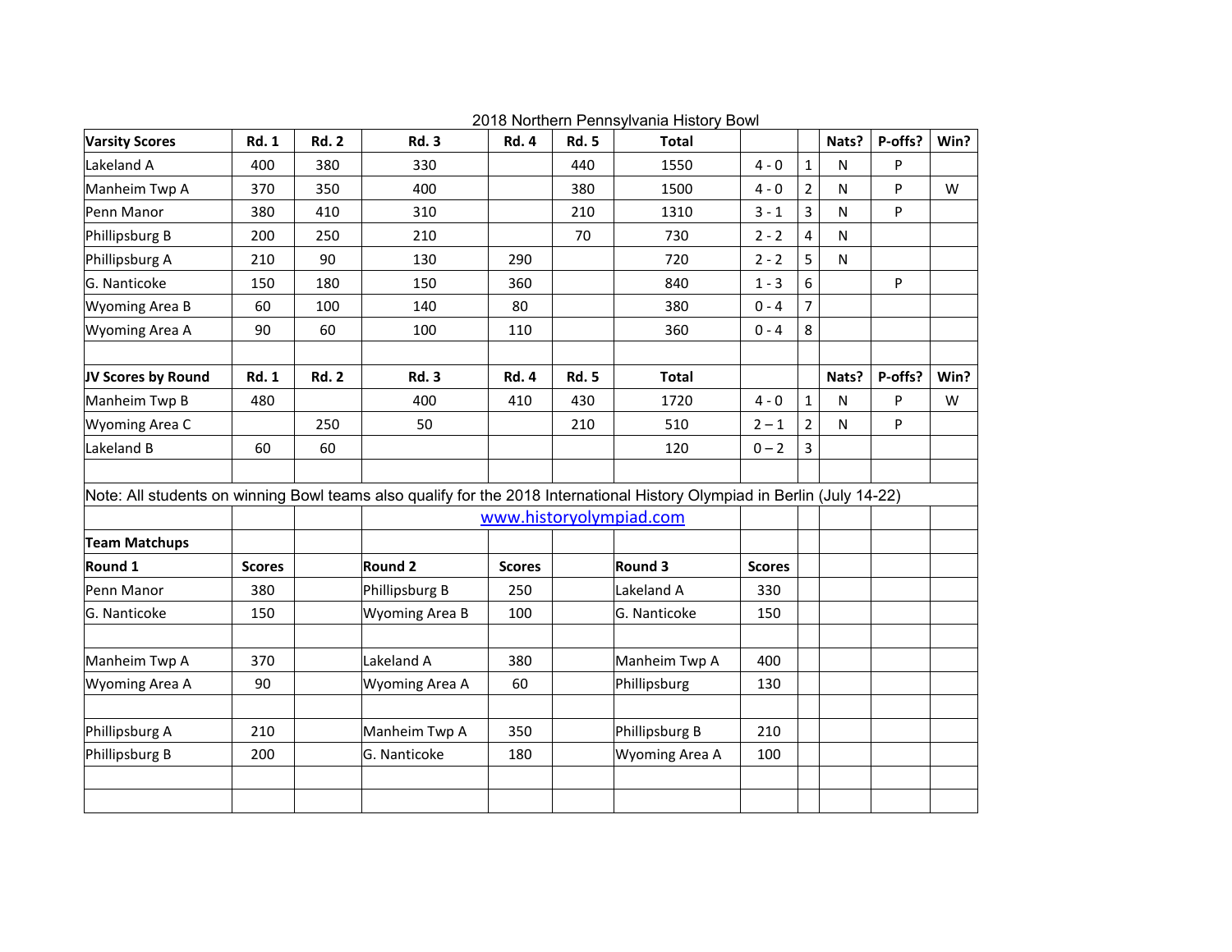# 2018 Northern Pennsylvania History Bowl

| Varsity Scores | Rd. 1 | Rd. 2 | Rd. 3 | Rd. 4 | Rd. 5 | Total | | | Nats? | P-offs? | Win? |
|---|---|---|---|---|---|---|---|---|---|---|---|
| Lakeland A | 400 | 380 | 330 | | 440 | 1550 | 4 - 0 | 1 | N | P | |
| Manheim Twp A | 370 | 350 | 400 | | 380 | 1500 | 4 - 0 | 2 | N | P | W |
| Penn Manor | 380 | 410 | 310 | | 210 | 1310 | 3 - 1 | 3 | N | P | |
| Phillipsburg B | 200 | 250 | 210 | | 70 | 730 | 2 - 2 | 4 | N | | |
| Phillipsburg A | 210 | 90 | 130 | 290 | | 720 | 2 - 2 | 5 | N | | |
| G. Nanticoke | 150 | 180 | 150 | 360 | | 840 | 1 - 3 | 6 | | P | |
| Wyoming Area B | 60 | 100 | 140 | 80 | | 380 | 0 - 4 | 7 | | | |
| Wyoming Area A | 90 | 60 | 100 | 110 | | 360 | 0 - 4 | 8 | | | |

| JV Scores by Round | Rd. 1 | Rd. 2 | Rd. 3 | Rd. 4 | Rd. 5 | Total | | | Nats? | P-offs? | Win? |
|---|---|---|---|---|---|---|---|---|---|---|---|
| Manheim Twp B | 480 | | 400 | 410 | 430 | 1720 | 4 - 0 | 1 | N | P | W |
| Wyoming Area C | | 250 | 50 | | 210 | 510 | 2 – 1 | 2 | N | P | |
| Lakeland B | 60 | 60 | | | | 120 | 0 – 2 | 3 | | | |

Note: All students on winning Bowl teams also qualify for the 2018 International History Olympiad in Berlin (July 14-22)

www.historyolympiad.com

**Team Matchups**

| Round 1 | Scores | Round 2 | Scores | Round 3 | Scores |
|---|---|---|---|---|---|
| Penn Manor | 380 | Phillipsburg B | 250 | Lakeland A | 330 |
| G. Nanticoke | 150 | Wyoming Area B | 100 | G. Nanticoke | 150 |
| | | | | | |
| Manheim Twp A | 370 | Lakeland A | 380 | Manheim Twp A | 400 |
| Wyoming Area A | 90 | Wyoming Area A | 60 | Phillipsburg | 130 |
| | | | | | |
| Phillipsburg A | 210 | Manheim Twp A | 350 | Phillipsburg B | 210 |
| Phillipsburg B | 200 | G. Nanticoke | 180 | Wyoming Area A | 100 |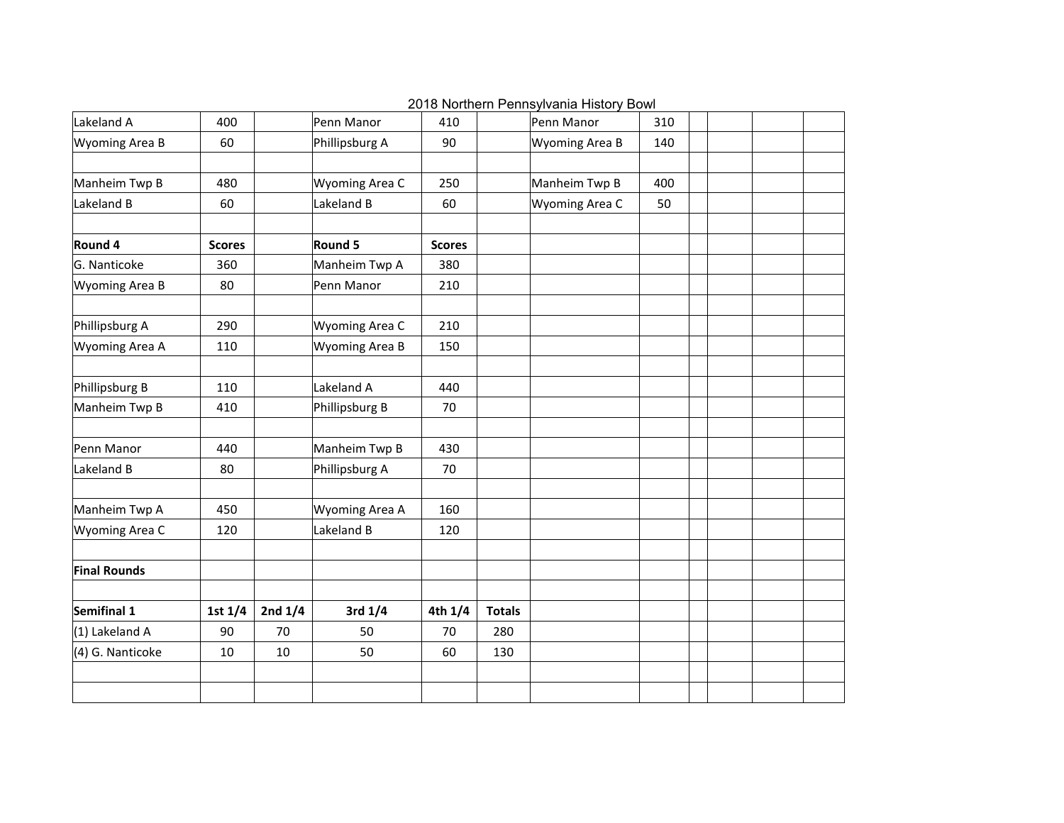## 2018 Northern Pennsylvania History Bowl

| | | | | | | | |
|---|---|---|---|---|---|---|---|
| Lakeland A | 400 | | Penn Manor | 410 | | Penn Manor | 310 |
| Wyoming Area B | 60 | | Phillipsburg A | 90 | | Wyoming Area B | 140 |
| | | | | | | | |
| Manheim Twp B | 480 | | Wyoming Area C | 250 | | Manheim Twp B | 400 |
| Lakeland B | 60 | | Lakeland B | 60 | | Wyoming Area C | 50 |
| | | | | | | | |
| **Round 4** | **Scores** | | **Round 5** | **Scores** | | | |
| G. Nanticoke | 360 | | Manheim Twp A | 380 | | | |
| Wyoming Area B | 80 | | Penn Manor | 210 | | | |
| | | | | | | | |
| Phillipsburg A | 290 | | Wyoming Area C | 210 | | | |
| Wyoming Area A | 110 | | Wyoming Area B | 150 | | | |
| | | | | | | | |
| Phillipsburg B | 110 | | Lakeland A | 440 | | | |
| Manheim Twp B | 410 | | Phillipsburg B | 70 | | | |
| | | | | | | | |
| Penn Manor | 440 | | Manheim Twp B | 430 | | | |
| Lakeland B | 80 | | Phillipsburg A | 70 | | | |
| | | | | | | | |
| Manheim Twp A | 450 | | Wyoming Area A | 160 | | | |
| Wyoming Area C | 120 | | Lakeland B | 120 | | | |

**Final Rounds**

| Semifinal 1 | 1st 1/4 | 2nd 1/4 | 3rd 1/4 | 4th 1/4 | Totals |
|---|---|---|---|---|---|
| (1) Lakeland A | 90 | 70 | 50 | 70 | 280 |
| (4) G. Nanticoke | 10 | 10 | 50 | 60 | 130 |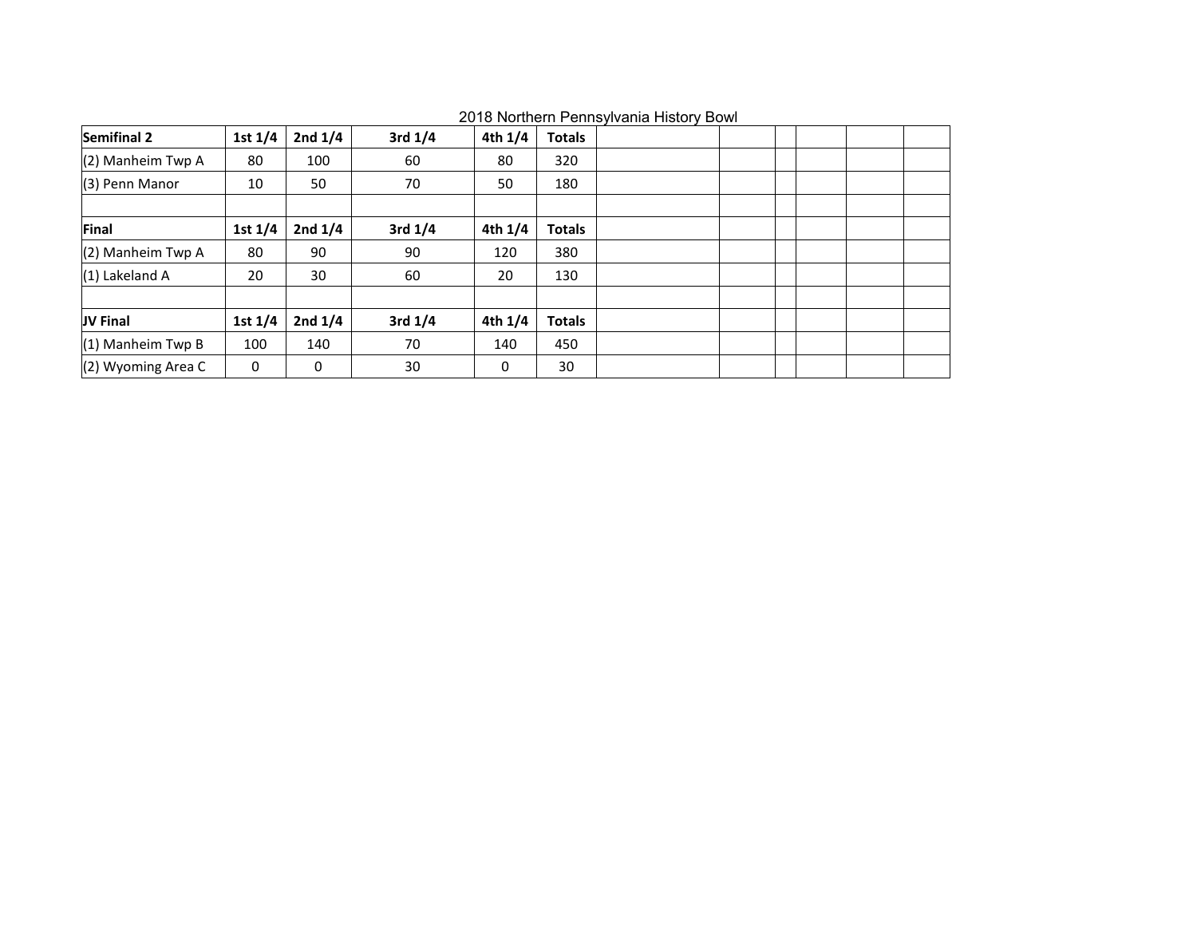2018 Northern Pennsylvania History Bowl

| Semifinal 2 | 1st 1/4 | 2nd 1/4 | 3rd 1/4 | 4th 1/4 | Totals |
|---|---|---|---|---|---|
| (2) Manheim Twp A | 80 | 100 | 60 | 80 | 320 |
| (3) Penn Manor | 10 | 50 | 70 | 50 | 180 |
| | | | | | |
| **Final** | **1st 1/4** | **2nd 1/4** | **3rd 1/4** | **4th 1/4** | **Totals** |
| (2) Manheim Twp A | 80 | 90 | 90 | 120 | 380 |
| (1) Lakeland A | 20 | 30 | 60 | 20 | 130 |
| | | | | | |
| **JV Final** | **1st 1/4** | **2nd 1/4** | **3rd 1/4** | **4th 1/4** | **Totals** |
| (1) Manheim Twp B | 100 | 140 | 70 | 140 | 450 |
| (2) Wyoming Area C | 0 | 0 | 30 | 0 | 30 |